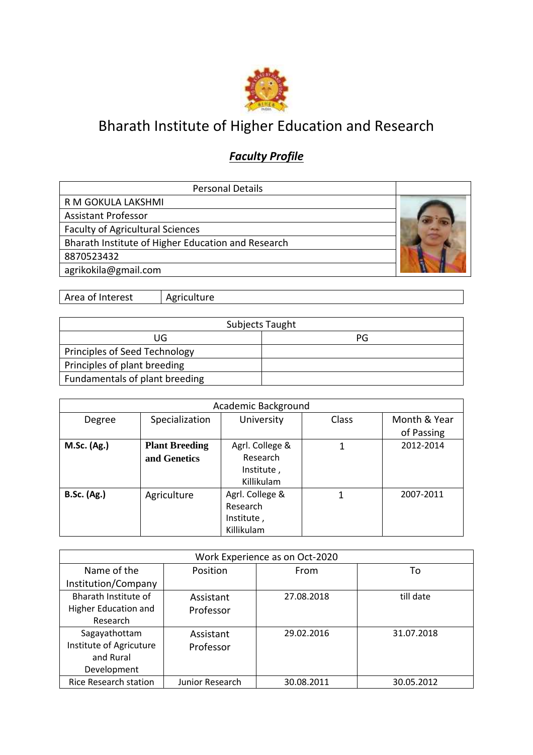# Bharath Institute of Higher Education and Research

## *Faculty Profile*

| Personal Details |
|---|
| R M GOKULA LAKSHMI |
| Assistant Professor |
| Faculty of Agricultural Sciences |
| Bharath Institute of Higher Education and Research |
| 8870523432 |
| agrikokila@gmail.com |

| Area of Interest | Agriculture |
|---|---|

| Subjects Taught | |
|---|---|
| UG | PG |
| Principles of Seed Technology | |
| Principles of plant breeding | |
| Fundamentals of plant breeding | |

| Academic Background | | | | |
|---|---|---|---|---|
| Degree | Specialization | University | Class | Month & Year of Passing |
| **M.Sc. (Ag.)** | **Plant Breeding and Genetics** | Agrl. College & Research Institute , Killikulam | 1 | 2012-2014 |
| **B.Sc. (Ag.)** | Agriculture | Agrl. College & Research Institute , Killikulam | 1 | 2007-2011 |

| Work Experience as on Oct-2020 | | | |
|---|---|---|---|
| Name of the Institution/Company | Position | From | To |
| Bharath Institute of Higher Education and Research | Assistant Professor | 27.08.2018 | till date |
| Sagayathottam Institute of Agricuture and Rural Development | Assistant Professor | 29.02.2016 | 31.07.2018 |
| Rice Research station | Junior Research | 30.08.2011 | 30.05.2012 |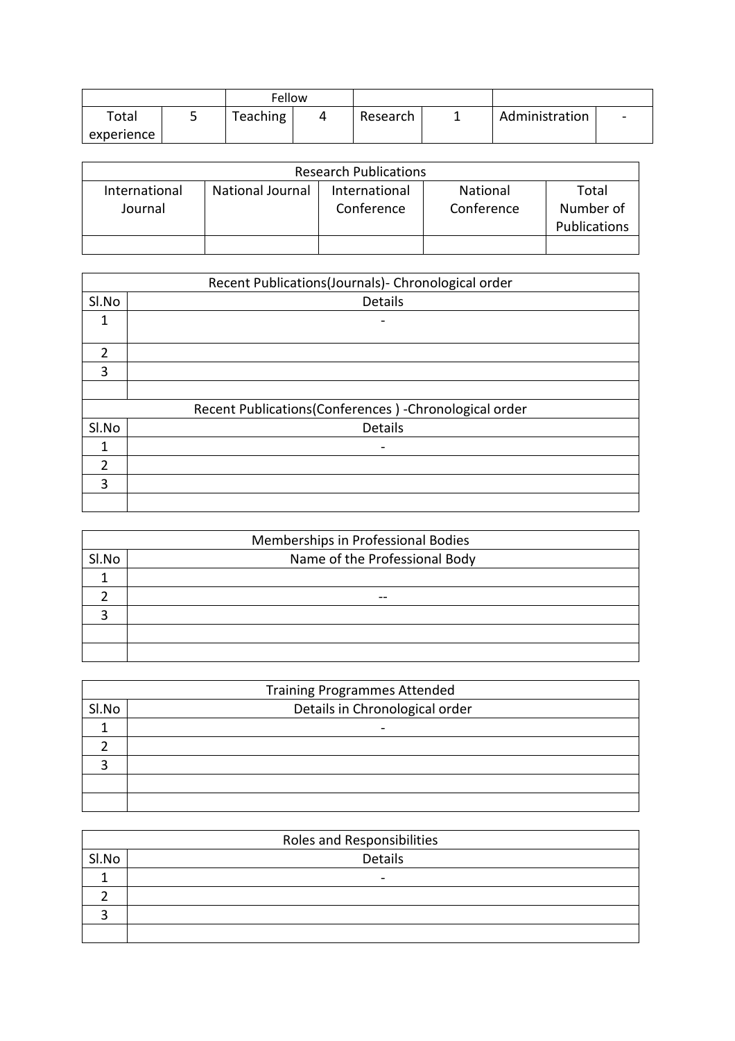| | | Fellow | | | | | |
|---|---|---|---|---|---|---|---|
| Total experience | 5 | Teaching | 4 | Research | 1 | Administration | - |

| Research Publications | | | | |
|---|---|---|---|---|
| International Journal | National Journal | International Conference | National Conference | Total Number of Publications |
| | | | | |

| Recent Publications(Journals)- Chronological order | |
|---|---|
| Sl.No | Details |
| 1 | - |
| 2 | |
| 3 | |
| | |
| Recent Publications(Conferences ) -Chronological order | |
| Sl.No | Details |
| 1 | - |
| 2 | |
| 3 | |
| | |

| Memberships in Professional Bodies | |
|---|---|
| Sl.No | Name of the Professional Body |
| 1 | |
| 2 | -- |
| 3 | |
| | |
| | |

| Training Programmes Attended | |
|---|---|
| Sl.No | Details in Chronological order |
| 1 | - |
| 2 | |
| 3 | |
| | |
| | |

| Roles and Responsibilities | |
|---|---|
| Sl.No | Details |
| 1 | - |
| 2 | |
| 3 | |
| | |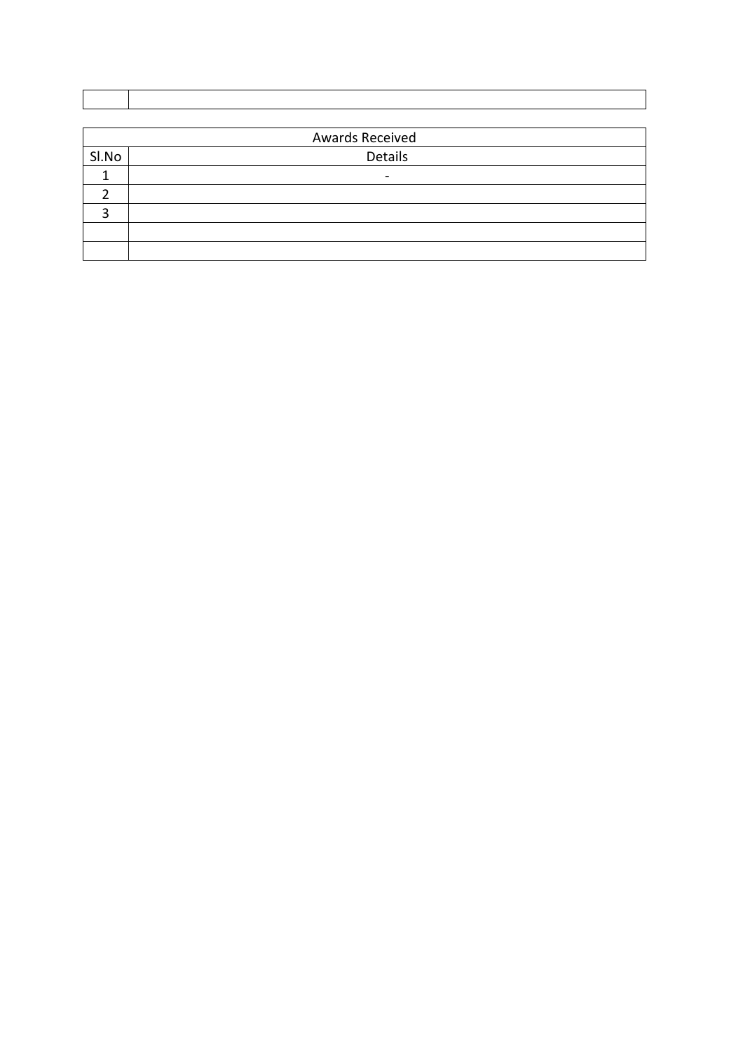| | |
|---|---|
| | |

| Awards Received | |
|---|---|
| Sl.No | Details |
| 1 | - |
| 2 | |
| 3 | |
| | |
| | |